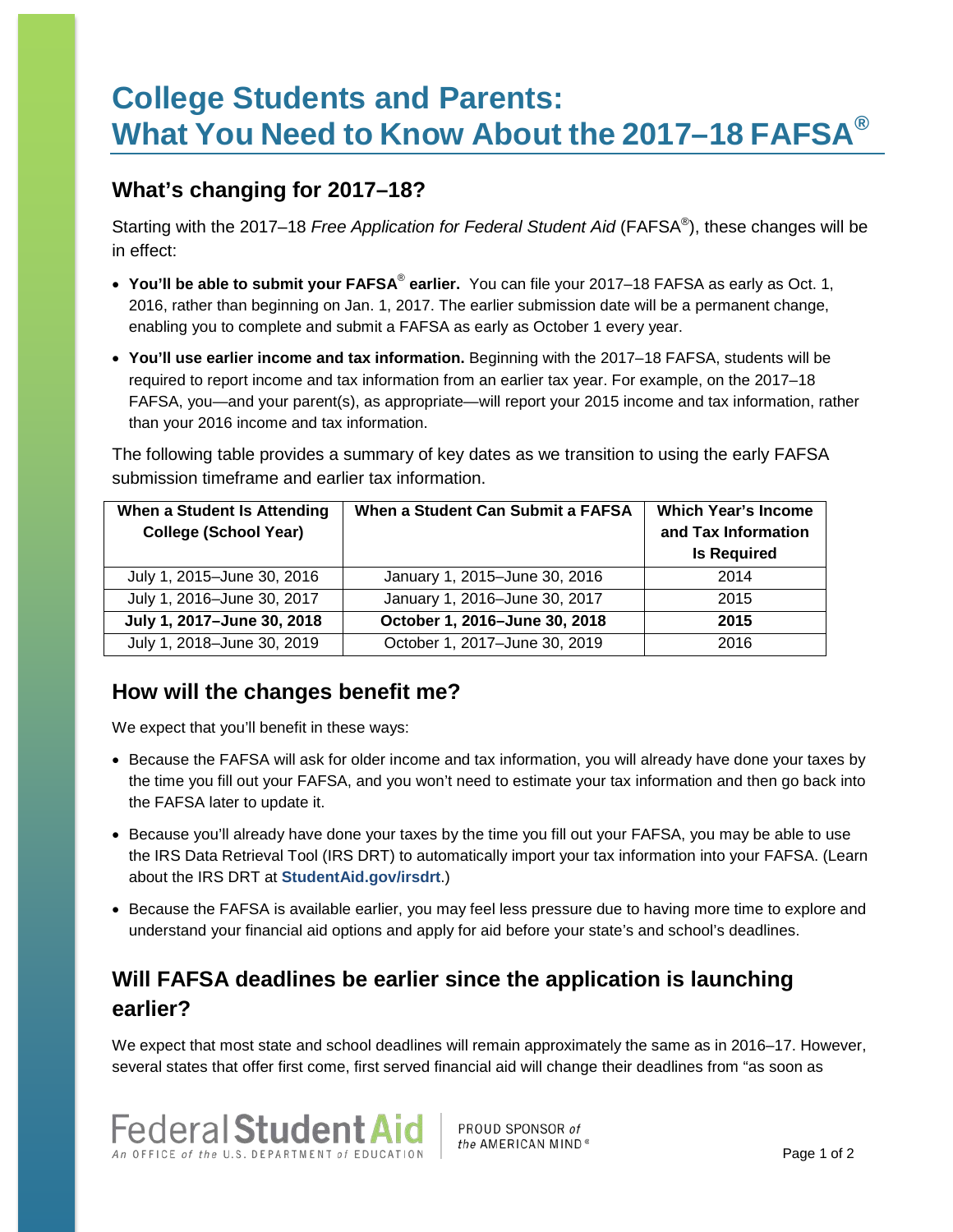# College Students and Parents: What You Need to Know About the 2017–18 FAFSA®

## What's changing for 2017–18?

Starting with the 2017–18 *Free Application for Federal Student Aid* (FAFSA®), these changes will be in effect:

- **You'll be able to submit your FAFSA® earlier.** You can file your 2017–18 FAFSA as early as Oct. 1, 2016, rather than beginning on Jan. 1, 2017. The earlier submission date will be a permanent change, enabling you to complete and submit a FAFSA as early as October 1 every year.
- **You'll use earlier income and tax information.** Beginning with the 2017–18 FAFSA, students will be required to report income and tax information from an earlier tax year. For example, on the 2017–18 FAFSA, you—and your parent(s), as appropriate—will report your 2015 income and tax information, rather than your 2016 income and tax information.

The following table provides a summary of key dates as we transition to using the early FAFSA submission timeframe and earlier tax information.

| When a Student Is Attending College (School Year) | When a Student Can Submit a FAFSA | Which Year's Income and Tax Information Is Required |
|---|---|---|
| July 1, 2015–June 30, 2016 | January 1, 2015–June 30, 2016 | 2014 |
| July 1, 2016–June 30, 2017 | January 1, 2016–June 30, 2017 | 2015 |
| **July 1, 2017–June 30, 2018** | **October 1, 2016–June 30, 2018** | **2015** |
| July 1, 2018–June 30, 2019 | October 1, 2017–June 30, 2019 | 2016 |

## How will the changes benefit me?

We expect that you'll benefit in these ways:

- Because the FAFSA will ask for older income and tax information, you will already have done your taxes by the time you fill out your FAFSA, and you won't need to estimate your tax information and then go back into the FAFSA later to update it.
- Because you'll already have done your taxes by the time you fill out your FAFSA, you may be able to use the IRS Data Retrieval Tool (IRS DRT) to automatically import your tax information into your FAFSA. (Learn about the IRS DRT at **StudentAid.gov/irsdrt**.)
- Because the FAFSA is available earlier, you may feel less pressure due to having more time to explore and understand your financial aid options and apply for aid before your state's and school's deadlines.

## Will FAFSA deadlines be earlier since the application is launching earlier?

We expect that most state and school deadlines will remain approximately the same as in 2016–17. However, several states that offer first come, first served financial aid will change their deadlines from "as soon as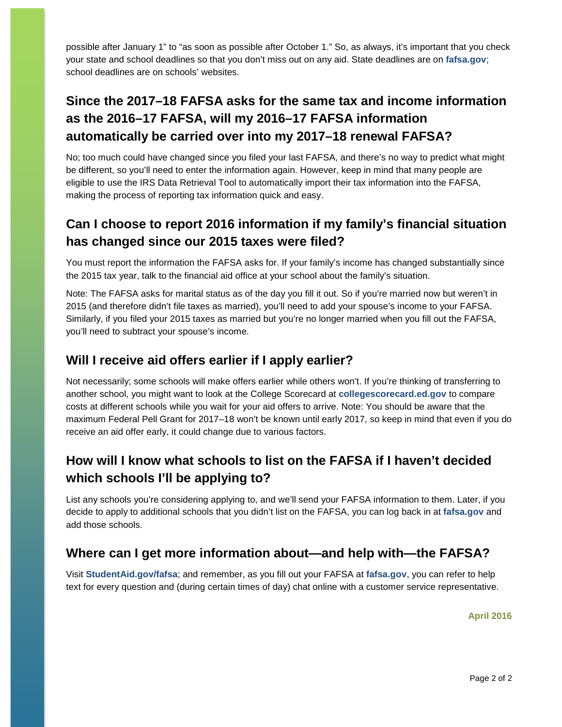possible after January 1" to "as soon as possible after October 1." So, as always, it's important that you check your state and school deadlines so that you don't miss out on any aid. State deadlines are on **fafsa.gov**; school deadlines are on schools' websites.

## Since the 2017–18 FAFSA asks for the same tax and income information as the 2016–17 FAFSA, will my 2016–17 FAFSA information automatically be carried over into my 2017–18 renewal FAFSA?

No; too much could have changed since you filed your last FAFSA, and there's no way to predict what might be different, so you'll need to enter the information again. However, keep in mind that many people are eligible to use the IRS Data Retrieval Tool to automatically import their tax information into the FAFSA, making the process of reporting tax information quick and easy.

## Can I choose to report 2016 information if my family's financial situation has changed since our 2015 taxes were filed?

You must report the information the FAFSA asks for. If your family's income has changed substantially since the 2015 tax year, talk to the financial aid office at your school about the family's situation.

Note: The FAFSA asks for marital status as of the day you fill it out. So if you're married now but weren't in 2015 (and therefore didn't file taxes as married), you'll need to add your spouse's income to your FAFSA. Similarly, if you filed your 2015 taxes as married but you're no longer married when you fill out the FAFSA, you'll need to subtract your spouse's income.

## Will I receive aid offers earlier if I apply earlier?

Not necessarily; some schools will make offers earlier while others won't. If you're thinking of transferring to another school, you might want to look at the College Scorecard at **collegescorecard.ed.gov** to compare costs at different schools while you wait for your aid offers to arrive. Note: You should be aware that the maximum Federal Pell Grant for 2017–18 won't be known until early 2017, so keep in mind that even if you do receive an aid offer early, it could change due to various factors.

## How will I know what schools to list on the FAFSA if I haven't decided which schools I'll be applying to?

List any schools you're considering applying to, and we'll send your FAFSA information to them. Later, if you decide to apply to additional schools that you didn't list on the FAFSA, you can log back in at **fafsa.gov** and add those schools.

## Where can I get more information about—and help with—the FAFSA?

Visit **StudentAid.gov/fafsa**; and remember, as you fill out your FAFSA at **fafsa.gov**, you can refer to help text for every question and (during certain times of day) chat online with a customer service representative.

**April 2016**